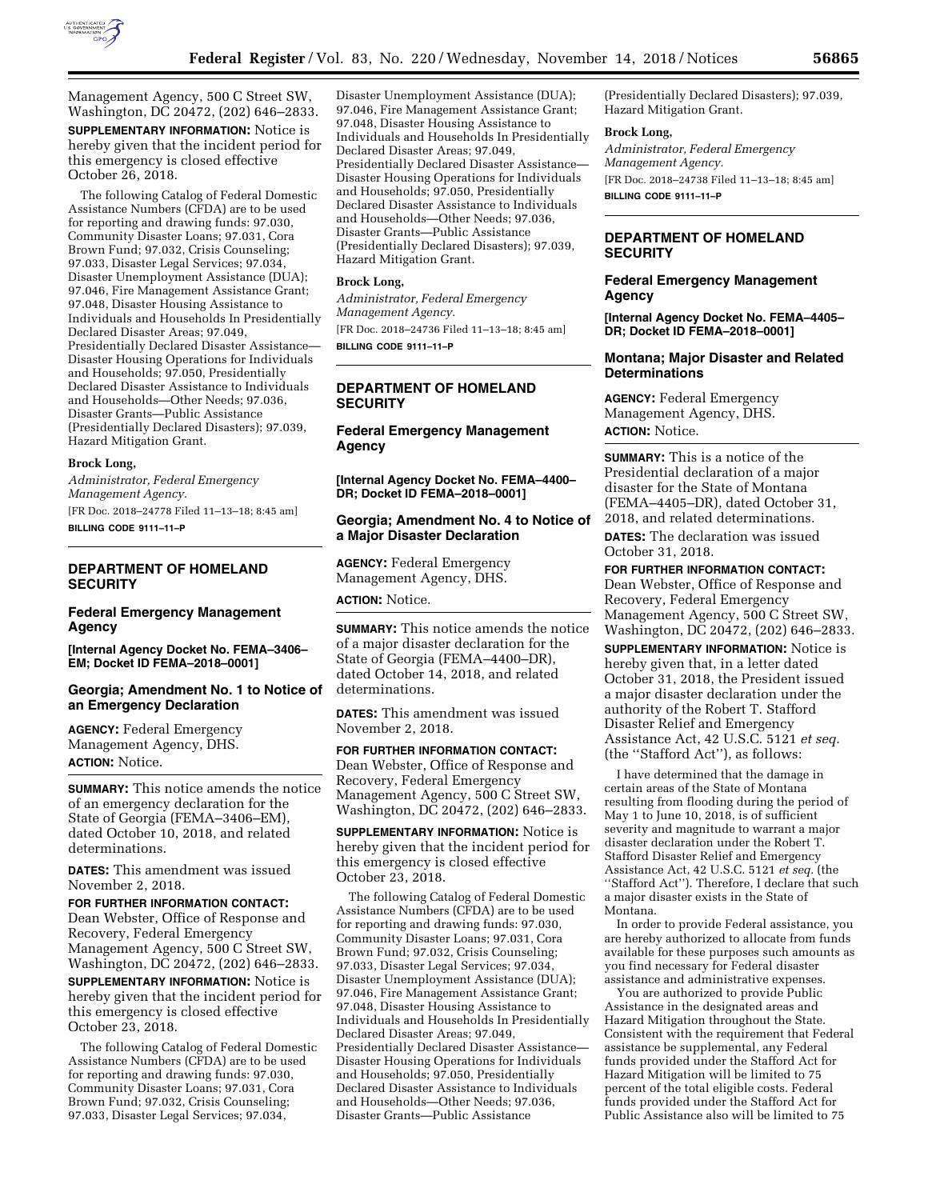Management Agency, 500 C Street SW, Washington, DC 20472, (202) 646–2833.

**SUPPLEMENTARY INFORMATION:** Notice is hereby given that the incident period for this emergency is closed effective October 26, 2018.

The following Catalog of Federal Domestic Assistance Numbers (CFDA) are to be used for reporting and drawing funds: 97.030, Community Disaster Loans; 97.031, Cora Brown Fund; 97.032, Crisis Counseling; 97.033, Disaster Legal Services; 97.034, Disaster Unemployment Assistance (DUA); 97.046, Fire Management Assistance Grant; 97.048, Disaster Housing Assistance to Individuals and Households In Presidentially Declared Disaster Areas; 97.049, Presidentially Declared Disaster Assistance—Disaster Housing Operations for Individuals and Households; 97.050, Presidentially Declared Disaster Assistance to Individuals and Households—Other Needs; 97.036, Disaster Grants—Public Assistance (Presidentially Declared Disasters); 97.039, Hazard Mitigation Grant.

**Brock Long,**

*Administrator, Federal Emergency Management Agency.*

[FR Doc. 2018–24778 Filed 11–13–18; 8:45 am]

**BILLING CODE 9111–11–P**

## DEPARTMENT OF HOMELAND SECURITY

### Federal Emergency Management Agency

**[Internal Agency Docket No. FEMA–3406–EM; Docket ID FEMA–2018–0001]**

### Georgia; Amendment No. 1 to Notice of an Emergency Declaration

**AGENCY:** Federal Emergency Management Agency, DHS.

**ACTION:** Notice.

**SUMMARY:** This notice amends the notice of an emergency declaration for the State of Georgia (FEMA–3406–EM), dated October 10, 2018, and related determinations.

**DATES:** This amendment was issued November 2, 2018.

**FOR FURTHER INFORMATION CONTACT:** Dean Webster, Office of Response and Recovery, Federal Emergency Management Agency, 500 C Street SW, Washington, DC 20472, (202) 646–2833.

**SUPPLEMENTARY INFORMATION:** Notice is hereby given that the incident period for this emergency is closed effective October 23, 2018.

The following Catalog of Federal Domestic Assistance Numbers (CFDA) are to be used for reporting and drawing funds: 97.030, Community Disaster Loans; 97.031, Cora Brown Fund; 97.032, Crisis Counseling; 97.033, Disaster Legal Services; 97.034, Disaster Unemployment Assistance (DUA); 97.046, Fire Management Assistance Grant; 97.048, Disaster Housing Assistance to Individuals and Households In Presidentially Declared Disaster Areas; 97.049, Presidentially Declared Disaster Assistance—Disaster Housing Operations for Individuals and Households; 97.050, Presidentially Declared Disaster Assistance to Individuals and Households—Other Needs; 97.036, Disaster Grants—Public Assistance (Presidentially Declared Disasters); 97.039, Hazard Mitigation Grant.

**Brock Long,**

*Administrator, Federal Emergency Management Agency.*

[FR Doc. 2018–24736 Filed 11–13–18; 8:45 am]

**BILLING CODE 9111–11–P**

## DEPARTMENT OF HOMELAND SECURITY

### Federal Emergency Management Agency

**[Internal Agency Docket No. FEMA–4400–DR; Docket ID FEMA–2018–0001]**

### Georgia; Amendment No. 4 to Notice of a Major Disaster Declaration

**AGENCY:** Federal Emergency Management Agency, DHS.

**ACTION:** Notice.

**SUMMARY:** This notice amends the notice of a major disaster declaration for the State of Georgia (FEMA–4400–DR), dated October 14, 2018, and related determinations.

**DATES:** This amendment was issued November 2, 2018.

**FOR FURTHER INFORMATION CONTACT:** Dean Webster, Office of Response and Recovery, Federal Emergency Management Agency, 500 C Street SW, Washington, DC 20472, (202) 646–2833.

**SUPPLEMENTARY INFORMATION:** Notice is hereby given that the incident period for this emergency is closed effective October 23, 2018.

The following Catalog of Federal Domestic Assistance Numbers (CFDA) are to be used for reporting and drawing funds: 97.030, Community Disaster Loans; 97.031, Cora Brown Fund; 97.032, Crisis Counseling; 97.033, Disaster Legal Services; 97.034, Disaster Unemployment Assistance (DUA); 97.046, Fire Management Assistance Grant; 97.048, Disaster Housing Assistance to Individuals and Households In Presidentially Declared Disaster Areas; 97.049, Presidentially Declared Disaster Assistance—Disaster Housing Operations for Individuals and Households; 97.050, Presidentially Declared Disaster Assistance to Individuals and Households—Other Needs; 97.036, Disaster Grants—Public Assistance (Presidentially Declared Disasters); 97.039, Hazard Mitigation Grant.

**Brock Long,**

*Administrator, Federal Emergency Management Agency.*

[FR Doc. 2018–24738 Filed 11–13–18; 8:45 am]

**BILLING CODE 9111–11–P**

## DEPARTMENT OF HOMELAND SECURITY

### Federal Emergency Management Agency

**[Internal Agency Docket No. FEMA–4405–DR; Docket ID FEMA–2018–0001]**

### Montana; Major Disaster and Related Determinations

**AGENCY:** Federal Emergency Management Agency, DHS.

**ACTION:** Notice.

**SUMMARY:** This is a notice of the Presidential declaration of a major disaster for the State of Montana (FEMA–4405–DR), dated October 31, 2018, and related determinations.

**DATES:** The declaration was issued October 31, 2018.

**FOR FURTHER INFORMATION CONTACT:** Dean Webster, Office of Response and Recovery, Federal Emergency Management Agency, 500 C Street SW, Washington, DC 20472, (202) 646–2833.

**SUPPLEMENTARY INFORMATION:** Notice is hereby given that, in a letter dated October 31, 2018, the President issued a major disaster declaration under the authority of the Robert T. Stafford Disaster Relief and Emergency Assistance Act, 42 U.S.C. 5121 *et seq.* (the "Stafford Act"), as follows:

I have determined that the damage in certain areas of the State of Montana resulting from flooding during the period of May 1 to June 10, 2018, is of sufficient severity and magnitude to warrant a major disaster declaration under the Robert T. Stafford Disaster Relief and Emergency Assistance Act, 42 U.S.C. 5121 *et seq.* (the "Stafford Act"). Therefore, I declare that such a major disaster exists in the State of Montana.

In order to provide Federal assistance, you are hereby authorized to allocate from funds available for these purposes such amounts as you find necessary for Federal disaster assistance and administrative expenses.

You are authorized to provide Public Assistance in the designated areas and Hazard Mitigation throughout the State. Consistent with the requirement that Federal assistance be supplemental, any Federal funds provided under the Stafford Act for Hazard Mitigation will be limited to 75 percent of the total eligible costs. Federal funds provided under the Stafford Act for Public Assistance also will be limited to 75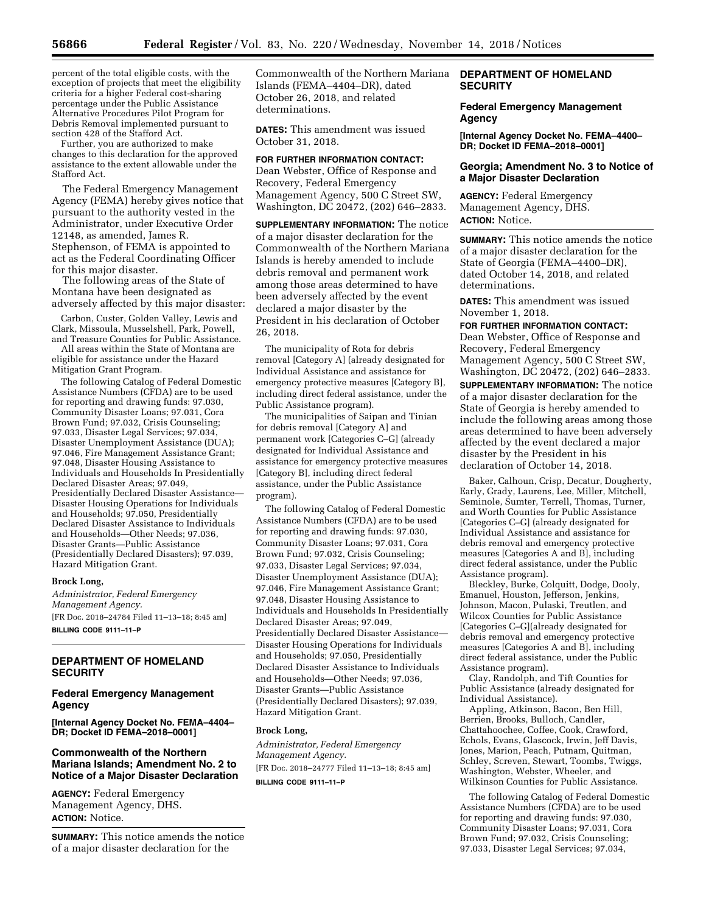percent of the total eligible costs, with the exception of projects that meet the eligibility criteria for a higher Federal cost-sharing percentage under the Public Assistance Alternative Procedures Pilot Program for Debris Removal implemented pursuant to section 428 of the Stafford Act.

Further, you are authorized to make changes to this declaration for the approved assistance to the extent allowable under the Stafford Act.

The Federal Emergency Management Agency (FEMA) hereby gives notice that pursuant to the authority vested in the Administrator, under Executive Order 12148, as amended, James R. Stephenson, of FEMA is appointed to act as the Federal Coordinating Officer for this major disaster.

The following areas of the State of Montana have been designated as adversely affected by this major disaster:

Carbon, Custer, Golden Valley, Lewis and Clark, Missoula, Musselshell, Park, Powell, and Treasure Counties for Public Assistance.

All areas within the State of Montana are eligible for assistance under the Hazard Mitigation Grant Program.

The following Catalog of Federal Domestic Assistance Numbers (CFDA) are to be used for reporting and drawing funds: 97.030, Community Disaster Loans; 97.031, Cora Brown Fund; 97.032, Crisis Counseling; 97.033, Disaster Legal Services; 97.034, Disaster Unemployment Assistance (DUA); 97.046, Fire Management Assistance Grant; 97.048, Disaster Housing Assistance to Individuals and Households In Presidentially Declared Disaster Areas; 97.049, Presidentially Declared Disaster Assistance—Disaster Housing Operations for Individuals and Households; 97.050, Presidentially Declared Disaster Assistance to Individuals and Households—Other Needs; 97.036, Disaster Grants—Public Assistance (Presidentially Declared Disasters); 97.039, Hazard Mitigation Grant.

**Brock Long,**

*Administrator, Federal Emergency Management Agency.*

[FR Doc. 2018–24784 Filed 11–13–18; 8:45 am]

**BILLING CODE 9111–11–P**

## DEPARTMENT OF HOMELAND SECURITY

### Federal Emergency Management Agency

**[Internal Agency Docket No. FEMA–4404–DR; Docket ID FEMA–2018–0001]**

### Commonwealth of the Northern Mariana Islands; Amendment No. 2 to Notice of a Major Disaster Declaration

**AGENCY:** Federal Emergency Management Agency, DHS.

**ACTION:** Notice.

**SUMMARY:** This notice amends the notice of a major disaster declaration for the Commonwealth of the Northern Mariana Islands (FEMA–4404–DR), dated October 26, 2018, and related determinations.

**DATES:** This amendment was issued October 31, 2018.

**FOR FURTHER INFORMATION CONTACT:** Dean Webster, Office of Response and Recovery, Federal Emergency Management Agency, 500 C Street SW, Washington, DC 20472, (202) 646–2833.

**SUPPLEMENTARY INFORMATION:** The notice of a major disaster declaration for the Commonwealth of the Northern Mariana Islands is hereby amended to include debris removal and permanent work among those areas determined to have been adversely affected by the event declared a major disaster by the President in his declaration of October 26, 2018.

The municipality of Rota for debris removal [Category A] (already designated for Individual Assistance and assistance for emergency protective measures [Category B], including direct federal assistance, under the Public Assistance program).

The municipalities of Saipan and Tinian for debris removal [Category A] and permanent work [Categories C–G] (already designated for Individual Assistance and assistance for emergency protective measures [Category B], including direct federal assistance, under the Public Assistance program).

The following Catalog of Federal Domestic Assistance Numbers (CFDA) are to be used for reporting and drawing funds: 97.030, Community Disaster Loans; 97.031, Cora Brown Fund; 97.032, Crisis Counseling; 97.033, Disaster Legal Services; 97.034, Disaster Unemployment Assistance (DUA); 97.046, Fire Management Assistance Grant; 97.048, Disaster Housing Assistance to Individuals and Households In Presidentially Declared Disaster Areas; 97.049, Presidentially Declared Disaster Assistance—Disaster Housing Operations for Individuals and Households; 97.050, Presidentially Declared Disaster Assistance to Individuals and Households—Other Needs; 97.036, Disaster Grants—Public Assistance (Presidentially Declared Disasters); 97.039, Hazard Mitigation Grant.

**Brock Long,**

*Administrator, Federal Emergency Management Agency.*

[FR Doc. 2018–24777 Filed 11–13–18; 8:45 am]

**BILLING CODE 9111–11–P**

## DEPARTMENT OF HOMELAND SECURITY

### Federal Emergency Management Agency

**[Internal Agency Docket No. FEMA–4400–DR; Docket ID FEMA–2018–0001]**

### Georgia; Amendment No. 3 to Notice of a Major Disaster Declaration

**AGENCY:** Federal Emergency Management Agency, DHS.

**ACTION:** Notice.

**SUMMARY:** This notice amends the notice of a major disaster declaration for the State of Georgia (FEMA–4400–DR), dated October 14, 2018, and related determinations.

**DATES:** This amendment was issued November 1, 2018.

**FOR FURTHER INFORMATION CONTACT:** Dean Webster, Office of Response and Recovery, Federal Emergency Management Agency, 500 C Street SW, Washington, DC 20472, (202) 646–2833.

**SUPPLEMENTARY INFORMATION:** The notice of a major disaster declaration for the State of Georgia is hereby amended to include the following areas among those areas determined to have been adversely affected by the event declared a major disaster by the President in his declaration of October 14, 2018.

Baker, Calhoun, Crisp, Decatur, Dougherty, Early, Grady, Laurens, Lee, Miller, Mitchell, Seminole, Sumter, Terrell, Thomas, Turner, and Worth Counties for Public Assistance [Categories C–G] (already designated for Individual Assistance and assistance for debris removal and emergency protective measures [Categories A and B], including direct federal assistance, under the Public Assistance program).

Bleckley, Burke, Colquitt, Dodge, Dooly, Emanuel, Houston, Jefferson, Jenkins, Johnson, Macon, Pulaski, Treutlen, and Wilcox Counties for Public Assistance [Categories C–G](already designated for debris removal and emergency protective measures [Categories A and B], including direct federal assistance, under the Public Assistance program).

Clay, Randolph, and Tift Counties for Public Assistance (already designated for Individual Assistance).

Appling, Atkinson, Bacon, Ben Hill, Berrien, Brooks, Bulloch, Candler, Chattahoochee, Coffee, Cook, Crawford, Echols, Evans, Glascock, Irwin, Jeff Davis, Jones, Marion, Peach, Putnam, Quitman, Schley, Screven, Stewart, Toombs, Twiggs, Washington, Webster, Wheeler, and Wilkinson Counties for Public Assistance.

The following Catalog of Federal Domestic Assistance Numbers (CFDA) are to be used for reporting and drawing funds: 97.030, Community Disaster Loans; 97.031, Cora Brown Fund; 97.032, Crisis Counseling; 97.033, Disaster Legal Services; 97.034,